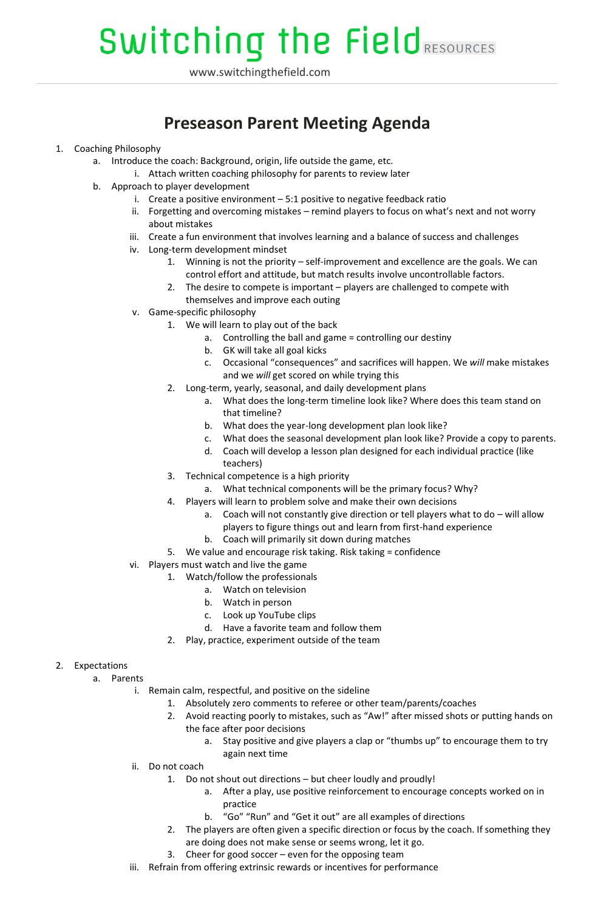# Switching the Field RESOURCES

www.switchingthefield.com

## Preseason Parent Meeting Agenda

1. Coaching Philosophy
    a. Introduce the coach: Background, origin, life outside the game, etc.
        i. Attach written coaching philosophy for parents to review later
    b. Approach to player development
        i. Create a positive environment – 5:1 positive to negative feedback ratio
        ii. Forgetting and overcoming mistakes – remind players to focus on what's next and not worry about mistakes
        iii. Create a fun environment that involves learning and a balance of success and challenges
        iv. Long-term development mindset
            1. Winning is not the priority – self-improvement and excellence are the goals. We can control effort and attitude, but match results involve uncontrollable factors.
            2. The desire to compete is important – players are challenged to compete with themselves and improve each outing
        v. Game-specific philosophy
            1. We will learn to play out of the back
                a. Controlling the ball and game = controlling our destiny
                b. GK will take all goal kicks
                c. Occasional "consequences" and sacrifices will happen. We *will* make mistakes and we *will* get scored on while trying this
            2. Long-term, yearly, seasonal, and daily development plans
                a. What does the long-term timeline look like? Where does this team stand on that timeline?
                b. What does the year-long development plan look like?
                c. What does the seasonal development plan look like? Provide a copy to parents.
                d. Coach will develop a lesson plan designed for each individual practice (like teachers)
            3. Technical competence is a high priority
                a. What technical components will be the primary focus? Why?
            4. Players will learn to problem solve and make their own decisions
                a. Coach will not constantly give direction or tell players what to do – will allow players to figure things out and learn from first-hand experience
                b. Coach will primarily sit down during matches
            5. We value and encourage risk taking. Risk taking = confidence
        vi. Players must watch and live the game
            1. Watch/follow the professionals
                a. Watch on television
                b. Watch in person
                c. Look up YouTube clips
                d. Have a favorite team and follow them
            2. Play, practice, experiment outside of the team

2. Expectations
    a. Parents
        i. Remain calm, respectful, and positive on the sideline
            1. Absolutely zero comments to referee or other team/parents/coaches
            2. Avoid reacting poorly to mistakes, such as "Aw!" after missed shots or putting hands on the face after poor decisions
                a. Stay positive and give players a clap or "thumbs up" to encourage them to try again next time
        ii. Do not coach
            1. Do not shout out directions – but cheer loudly and proudly!
                a. After a play, use positive reinforcement to encourage concepts worked on in practice
                b. "Go" "Run" and "Get it out" are all examples of directions
            2. The players are often given a specific direction or focus by the coach. If something they are doing does not make sense or seems wrong, let it go.
            3. Cheer for good soccer – even for the opposing team
        iii. Refrain from offering extrinsic rewards or incentives for performance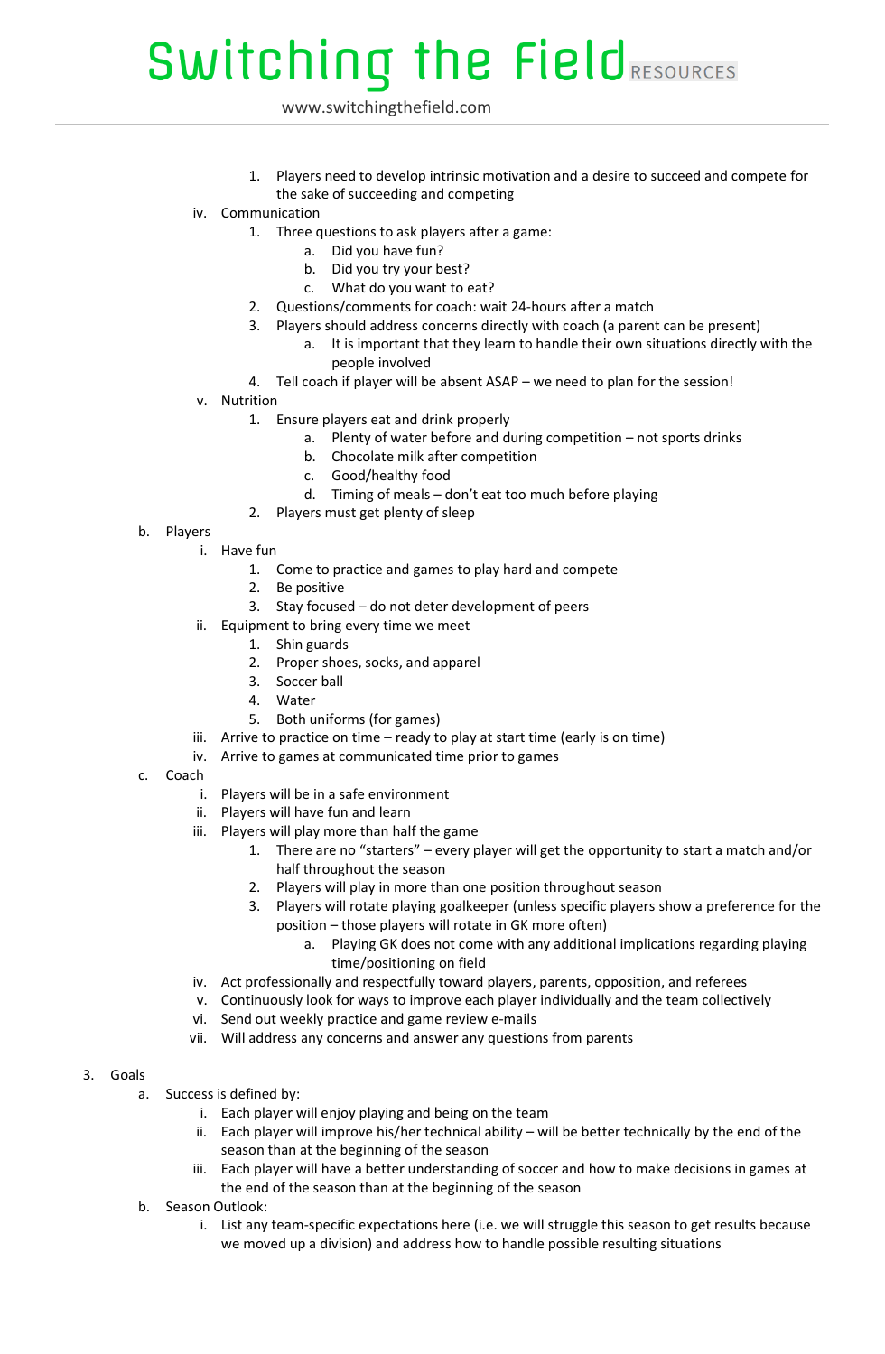1. Players need to develop intrinsic motivation and a desire to succeed and compete for the sake of succeeding and competing

iv. Communication
   1. Three questions to ask players after a game:
      a. Did you have fun?
      b. Did you try your best?
      c. What do you want to eat?
   2. Questions/comments for coach: wait 24-hours after a match
   3. Players should address concerns directly with coach (a parent can be present)
      a. It is important that they learn to handle their own situations directly with the people involved
   4. Tell coach if player will be absent ASAP – we need to plan for the session!

v. Nutrition
   1. Ensure players eat and drink properly
      a. Plenty of water before and during competition – not sports drinks
      b. Chocolate milk after competition
      c. Good/healthy food
      d. Timing of meals – don't eat too much before playing
   2. Players must get plenty of sleep

b. Players
   i. Have fun
      1. Come to practice and games to play hard and compete
      2. Be positive
      3. Stay focused – do not deter development of peers
   ii. Equipment to bring every time we meet
      1. Shin guards
      2. Proper shoes, socks, and apparel
      3. Soccer ball
      4. Water
      5. Both uniforms (for games)
   iii. Arrive to practice on time – ready to play at start time (early is on time)
   iv. Arrive to games at communicated time prior to games

c. Coach
   i. Players will be in a safe environment
   ii. Players will have fun and learn
   iii. Players will play more than half the game
      1. There are no "starters" – every player will get the opportunity to start a match and/or half throughout the season
      2. Players will play in more than one position throughout season
      3. Players will rotate playing goalkeeper (unless specific players show a preference for the position – those players will rotate in GK more often)
         a. Playing GK does not come with any additional implications regarding playing time/positioning on field
   iv. Act professionally and respectfully toward players, parents, opposition, and referees
   v. Continuously look for ways to improve each player individually and the team collectively
   vi. Send out weekly practice and game review e-mails
   vii. Will address any concerns and answer any questions from parents

3. Goals
   a. Success is defined by:
      i. Each player will enjoy playing and being on the team
      ii. Each player will improve his/her technical ability – will be better technically by the end of the season than at the beginning of the season
      iii. Each player will have a better understanding of soccer and how to make decisions in games at the end of the season than at the beginning of the season
   b. Season Outlook:
      i. List any team-specific expectations here (i.e. we will struggle this season to get results because we moved up a division) and address how to handle possible resulting situations